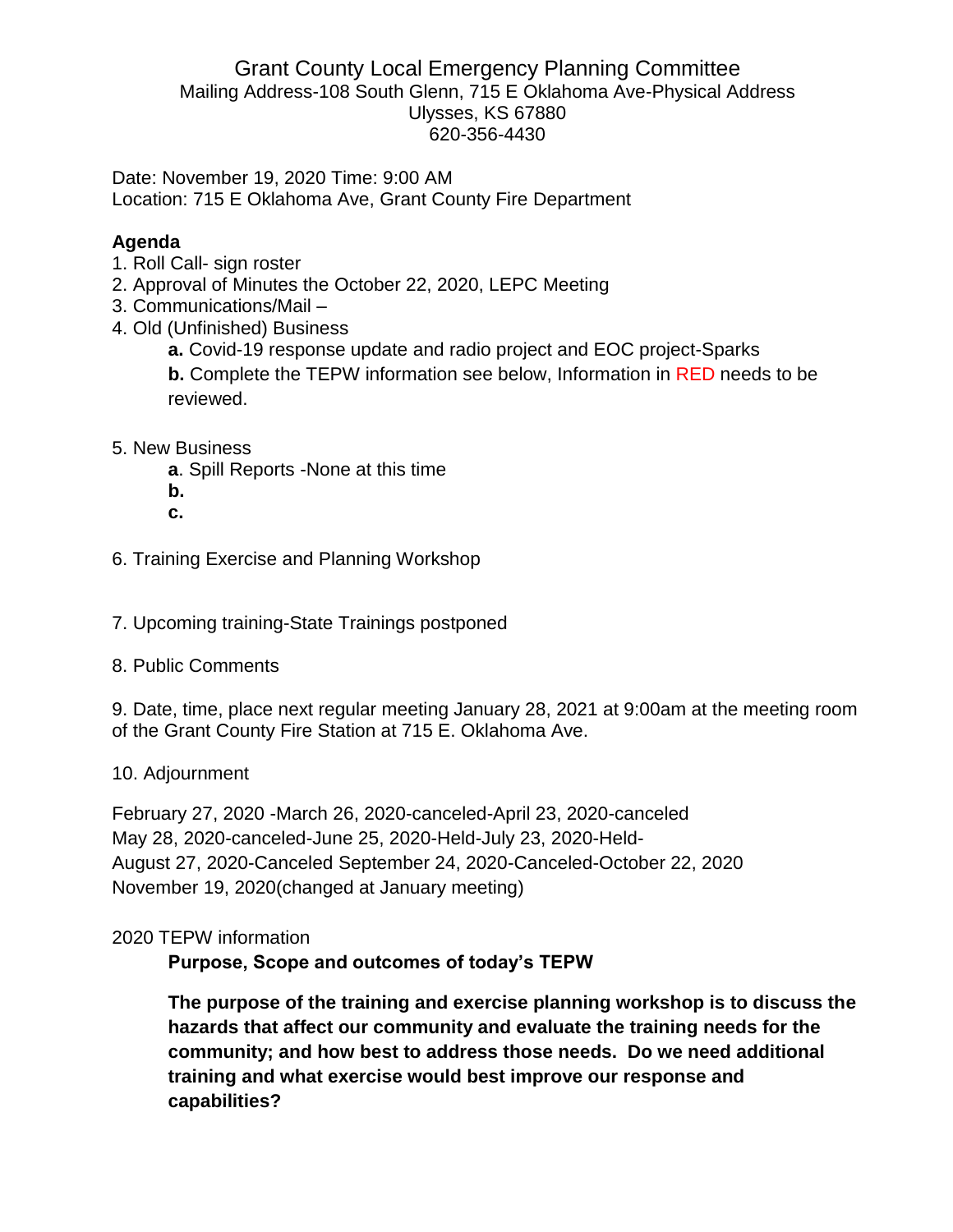# Grant County Local Emergency Planning Committee

Mailing Address-108 South Glenn, 715 E Oklahoma Ave-Physical Address
Ulysses, KS 67880
620-356-4430

Date: November 19, 2020 Time: 9:00 AM
Location: 715 E Oklahoma Ave, Grant County Fire Department

**Agenda**

1. Roll Call- sign roster
2. Approval of Minutes the October 22, 2020, LEPC Meeting
3. Communications/Mail –
4. Old (Unfinished) Business
   - **a.** Covid-19 response update and radio project and EOC project-Sparks
   - **b.** Complete the TEPW information see below, Information in RED needs to be reviewed.

5. New Business
   - **a**. Spill Reports -None at this time
   - **b.**
   - **c.**

6. Training Exercise and Planning Workshop

7. Upcoming training-State Trainings postponed

8. Public Comments

9. Date, time, place next regular meeting January 28, 2021 at 9:00am at the meeting room of the Grant County Fire Station at 715 E. Oklahoma Ave.

10. Adjournment

February 27, 2020 -March 26, 2020-canceled-April 23, 2020-canceled
May 28, 2020-canceled-June 25, 2020-Held-July 23, 2020-Held-
August 27, 2020-Canceled September 24, 2020-Canceled-October 22, 2020
November 19, 2020(changed at January meeting)

2020 TEPW information

**Purpose, Scope and outcomes of today's TEPW**

**The purpose of the training and exercise planning workshop is to discuss the hazards that affect our community and evaluate the training needs for the community; and how best to address those needs. Do we need additional training and what exercise would best improve our response and capabilities?**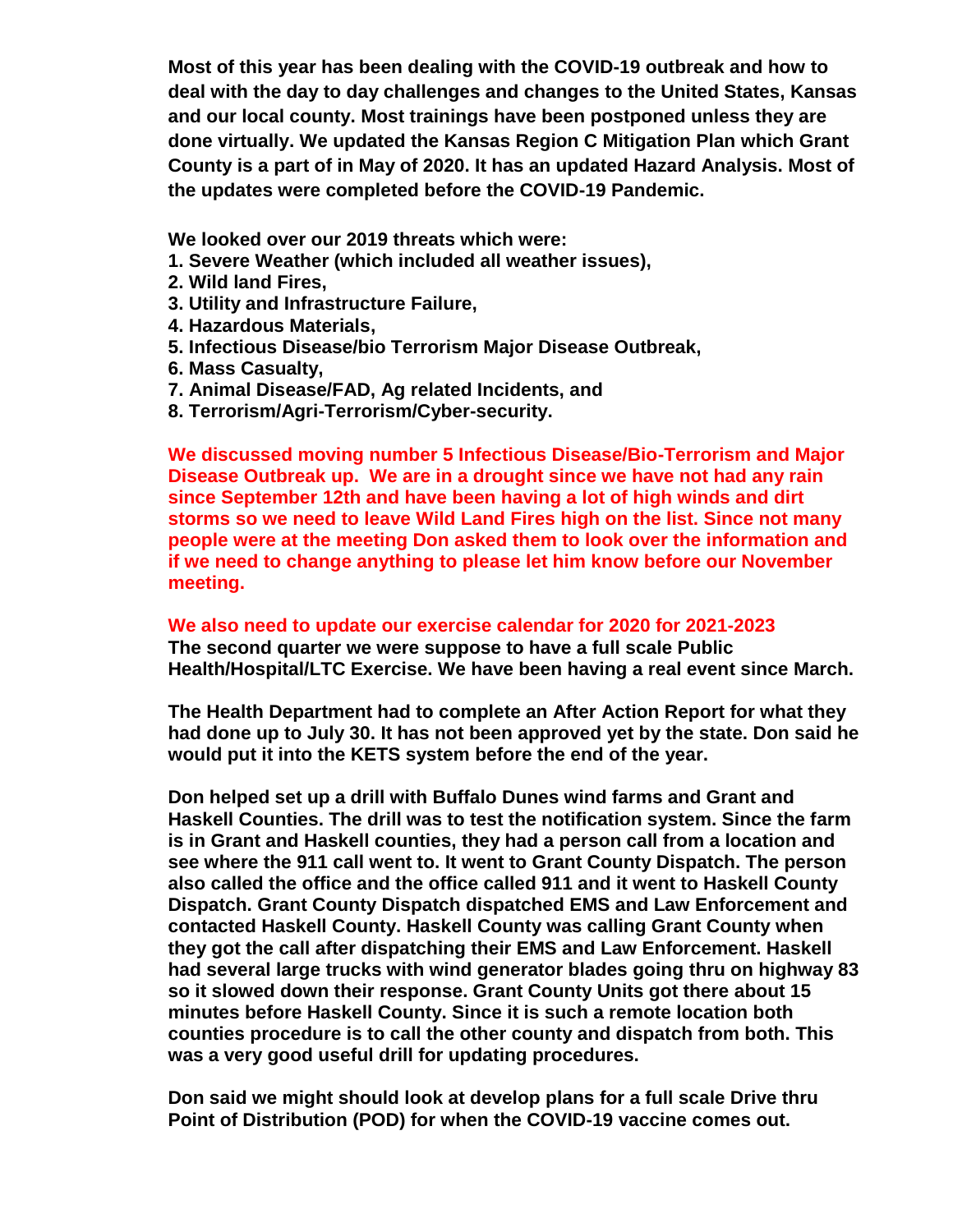**Most of this year has been dealing with the COVID-19 outbreak and how to deal with the day to day challenges and changes to the United States, Kansas and our local county. Most trainings have been postponed unless they are done virtually. We updated the Kansas Region C Mitigation Plan which Grant County is a part of in May of 2020. It has an updated Hazard Analysis. Most of the updates were completed before the COVID-19 Pandemic.**

**We looked over our 2019 threats which were:**

1. **Severe Weather (which included all weather issues),**
2. **Wild land Fires,**
3. **Utility and Infrastructure Failure,**
4. **Hazardous Materials,**
5. **Infectious Disease/bio Terrorism Major Disease Outbreak,**
6. **Mass Casualty,**
7. **Animal Disease/FAD, Ag related Incidents, and**
8. **Terrorism/Agri-Terrorism/Cyber-security.**

**We discussed moving number 5 Infectious Disease/Bio-Terrorism and Major Disease Outbreak up. We are in a drought since we have not had any rain since September 12th and have been having a lot of high winds and dirt storms so we need to leave Wild Land Fires high on the list. Since not many people were at the meeting Don asked them to look over the information and if we need to change anything to please let him know before our November meeting.**

**We also need to update our exercise calendar for 2020 for 2021-2023**
**The second quarter we were suppose to have a full scale Public Health/Hospital/LTC Exercise. We have been having a real event since March.**

**The Health Department had to complete an After Action Report for what they had done up to July 30. It has not been approved yet by the state. Don said he would put it into the KETS system before the end of the year.**

**Don helped set up a drill with Buffalo Dunes wind farms and Grant and Haskell Counties. The drill was to test the notification system. Since the farm is in Grant and Haskell counties, they had a person call from a location and see where the 911 call went to. It went to Grant County Dispatch. The person also called the office and the office called 911 and it went to Haskell County Dispatch. Grant County Dispatch dispatched EMS and Law Enforcement and contacted Haskell County. Haskell County was calling Grant County when they got the call after dispatching their EMS and Law Enforcement. Haskell had several large trucks with wind generator blades going thru on highway 83 so it slowed down their response. Grant County Units got there about 15 minutes before Haskell County. Since it is such a remote location both counties procedure is to call the other county and dispatch from both. This was a very good useful drill for updating procedures.**

**Don said we might should look at develop plans for a full scale Drive thru Point of Distribution (POD) for when the COVID-19 vaccine comes out.**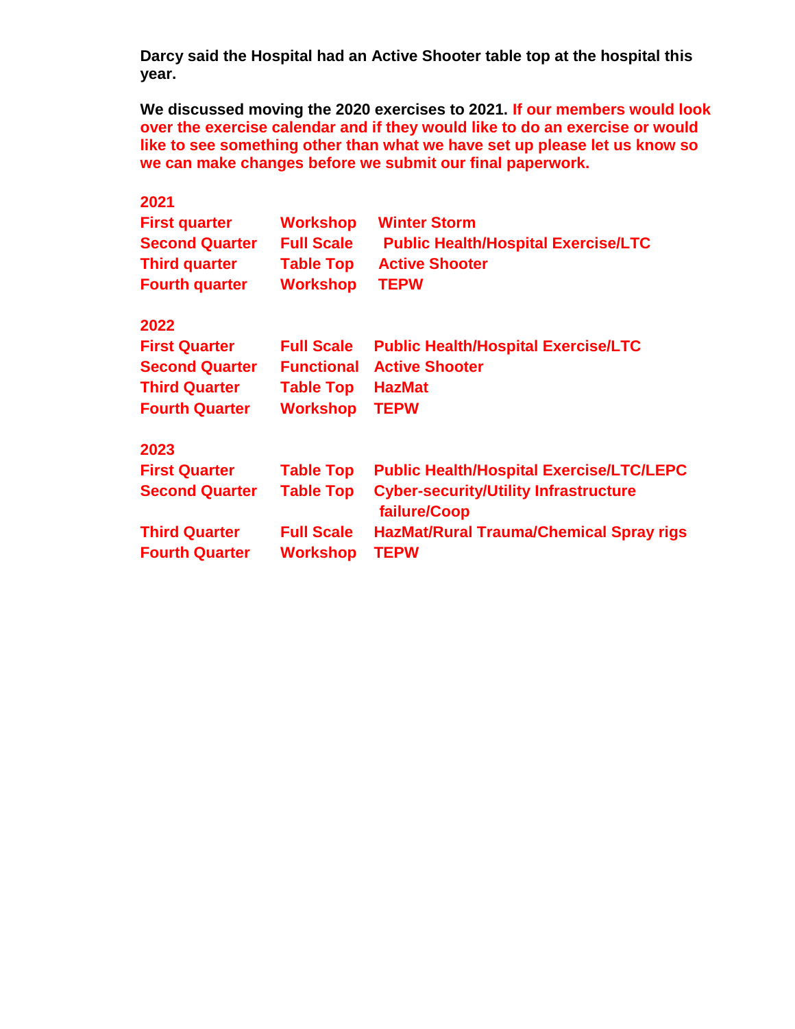**Darcy said the Hospital had an Active Shooter table top at the hospital this year.**

**We discussed moving the 2020 exercises to 2021. If our members would look over the exercise calendar and if they would like to do an exercise or would like to see something other than what we have set up please let us know so we can make changes before we submit our final paperwork.**

**2021**

| | | |
|---|---|---|
| **First quarter** | **Workshop** | **Winter Storm** |
| **Second Quarter** | **Full Scale** | **Public Health/Hospital Exercise/LTC** |
| **Third quarter** | **Table Top** | **Active Shooter** |
| **Fourth quarter** | **Workshop** | **TEPW** |

**2022**

| | | |
|---|---|---|
| **First Quarter** | **Full Scale** | **Public Health/Hospital Exercise/LTC** |
| **Second Quarter** | **Functional** | **Active Shooter** |
| **Third Quarter** | **Table Top** | **HazMat** |
| **Fourth Quarter** | **Workshop** | **TEPW** |

**2023**

| | | |
|---|---|---|
| **First Quarter** | **Table Top** | **Public Health/Hospital Exercise/LTC/LEPC** |
| **Second Quarter** | **Table Top** | **Cyber-security/Utility Infrastructure failure/Coop** |
| **Third Quarter** | **Full Scale** | **HazMat/Rural Trauma/Chemical Spray rigs** |
| **Fourth Quarter** | **Workshop** | **TEPW** |